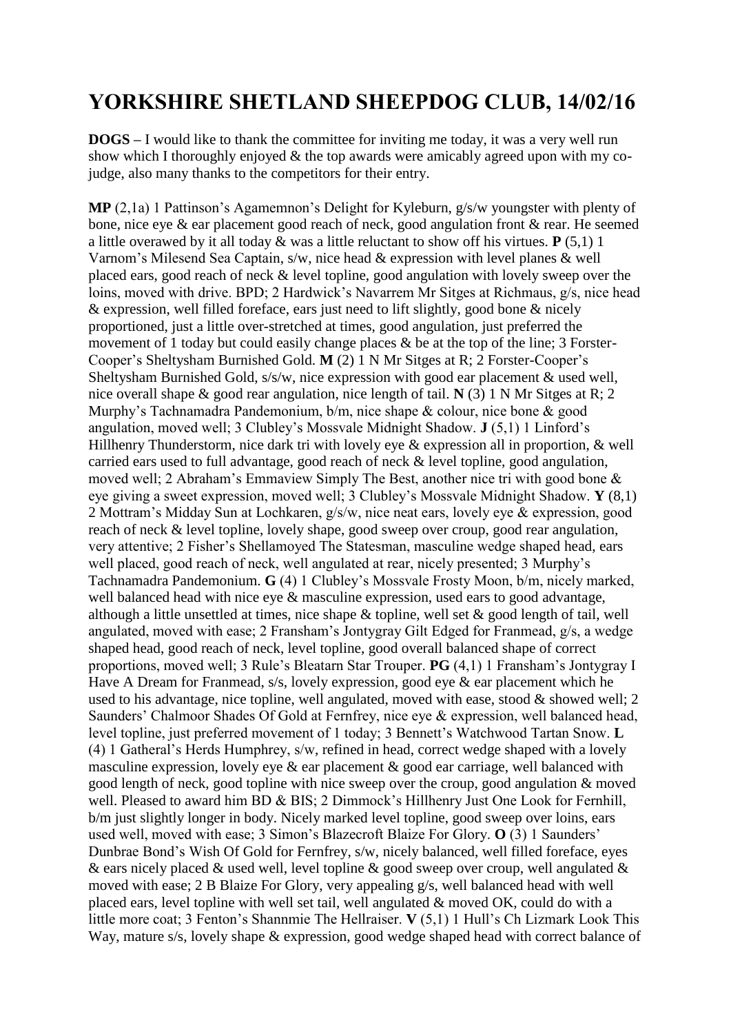# YORKSHIRE SHETLAND SHEEPDOG CLUB, 14/02/16

**DOGS –** I would like to thank the committee for inviting me today, it was a very well run show which I thoroughly enjoyed & the top awards were amicably agreed upon with my co-judge, also many thanks to the competitors for their entry.

**MP** (2,1a) 1 Pattinson's Agamemnon's Delight for Kyleburn, g/s/w youngster with plenty of bone, nice eye & ear placement good reach of neck, good angulation front & rear. He seemed a little overawed by it all today & was a little reluctant to show off his virtues. **P** (5,1) 1 Varnom's Milesend Sea Captain, s/w, nice head & expression with level planes & well placed ears, good reach of neck & level topline, good angulation with lovely sweep over the loins, moved with drive. BPD; 2 Hardwick's Navarrem Mr Sitges at Richmaus, g/s, nice head & expression, well filled foreface, ears just need to lift slightly, good bone & nicely proportioned, just a little over-stretched at times, good angulation, just preferred the movement of 1 today but could easily change places & be at the top of the line; 3 Forster-Cooper's Sheltysham Burnished Gold. **M** (2) 1 N Mr Sitges at R; 2 Forster-Cooper's Sheltysham Burnished Gold, s/s/w, nice expression with good ear placement & used well, nice overall shape & good rear angulation, nice length of tail. **N** (3) 1 N Mr Sitges at R; 2 Murphy's Tachnamadra Pandemonium, b/m, nice shape & colour, nice bone & good angulation, moved well; 3 Clubley's Mossvale Midnight Shadow. **J** (5,1) 1 Linford's Hillhenry Thunderstorm, nice dark tri with lovely eye & expression all in proportion, & well carried ears used to full advantage, good reach of neck & level topline, good angulation, moved well; 2 Abraham's Emmaview Simply The Best, another nice tri with good bone & eye giving a sweet expression, moved well; 3 Clubley's Mossvale Midnight Shadow. **Y** (8,1) 2 Mottram's Midday Sun at Lochkaren, g/s/w, nice neat ears, lovely eye & expression, good reach of neck & level topline, lovely shape, good sweep over croup, good rear angulation, very attentive; 2 Fisher's Shellamoyed The Statesman, masculine wedge shaped head, ears well placed, good reach of neck, well angulated at rear, nicely presented; 3 Murphy's Tachnamadra Pandemonium. **G** (4) 1 Clubley's Mossvale Frosty Moon, b/m, nicely marked, well balanced head with nice eye & masculine expression, used ears to good advantage, although a little unsettled at times, nice shape & topline, well set & good length of tail, well angulated, moved with ease; 2 Fransham's Jontygray Gilt Edged for Franmead, g/s, a wedge shaped head, good reach of neck, level topline, good overall balanced shape of correct proportions, moved well; 3 Rule's Bleatarn Star Trouper. **PG** (4,1) 1 Fransham's Jontygray I Have A Dream for Franmead, s/s, lovely expression, good eye & ear placement which he used to his advantage, nice topline, well angulated, moved with ease, stood & showed well; 2 Saunders' Chalmoor Shades Of Gold at Fernfrey, nice eye & expression, well balanced head, level topline, just preferred movement of 1 today; 3 Bennett's Watchwood Tartan Snow. **L** (4) 1 Gatheral's Herds Humphrey, s/w, refined in head, correct wedge shaped with a lovely masculine expression, lovely eye & ear placement & good ear carriage, well balanced with good length of neck, good topline with nice sweep over the croup, good angulation & moved well. Pleased to award him BD & BIS; 2 Dimmock's Hillhenry Just One Look for Fernhill, b/m just slightly longer in body. Nicely marked level topline, good sweep over loins, ears used well, moved with ease; 3 Simon's Blazecroft Blaize For Glory. **O** (3) 1 Saunders' Dunbrae Bond's Wish Of Gold for Fernfrey, s/w, nicely balanced, well filled foreface, eyes & ears nicely placed & used well, level topline & good sweep over croup, well angulated & moved with ease; 2 B Blaize For Glory, very appealing g/s, well balanced head with well placed ears, level topline with well set tail, well angulated & moved OK, could do with a little more coat; 3 Fenton's Shannmie The Hellraiser. **V** (5,1) 1 Hull's Ch Lizmark Look This Way, mature s/s, lovely shape & expression, good wedge shaped head with correct balance of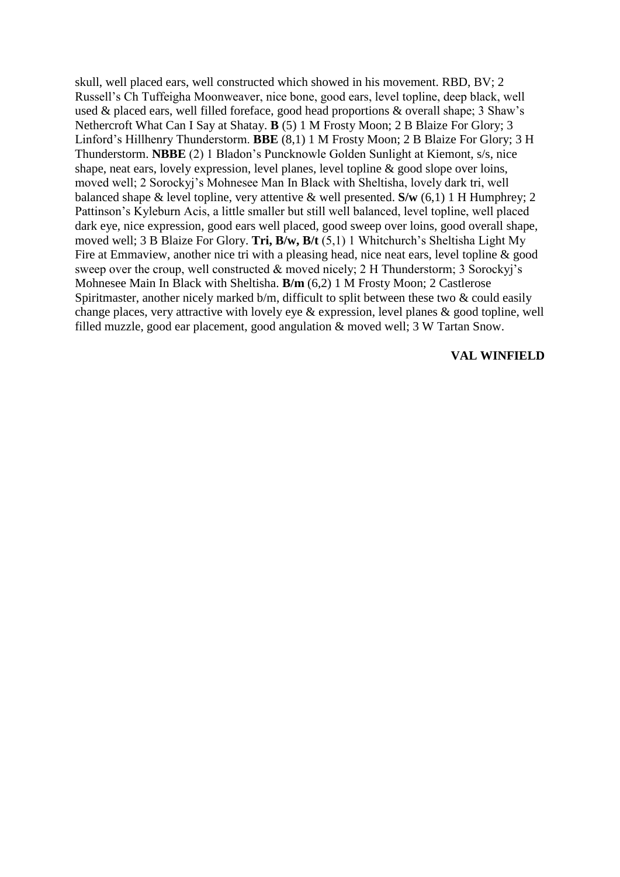skull, well placed ears, well constructed which showed in his movement. RBD, BV; 2 Russell's Ch Tuffeigha Moonweaver, nice bone, good ears, level topline, deep black, well used & placed ears, well filled foreface, good head proportions & overall shape; 3 Shaw's Nethercroft What Can I Say at Shatay. **B** (5) 1 M Frosty Moon; 2 B Blaize For Glory; 3 Linford's Hillhenry Thunderstorm. **BBE** (8,1) 1 M Frosty Moon; 2 B Blaize For Glory; 3 H Thunderstorm. **NBBE** (2) 1 Bladon's Puncknowle Golden Sunlight at Kiemont, s/s, nice shape, neat ears, lovely expression, level planes, level topline & good slope over loins, moved well; 2 Sorockyj's Mohnesee Man In Black with Sheltisha, lovely dark tri, well balanced shape & level topline, very attentive & well presented. **S/w** (6,1) 1 H Humphrey; 2 Pattinson's Kyleburn Acis, a little smaller but still well balanced, level topline, well placed dark eye, nice expression, good ears well placed, good sweep over loins, good overall shape, moved well; 3 B Blaize For Glory. **Tri, B/w, B/t** (5,1) 1 Whitchurch's Sheltisha Light My Fire at Emmaview, another nice tri with a pleasing head, nice neat ears, level topline & good sweep over the croup, well constructed & moved nicely; 2 H Thunderstorm; 3 Sorockyj's Mohnesee Main In Black with Sheltisha. **B/m** (6,2) 1 M Frosty Moon; 2 Castlerose Spiritmaster, another nicely marked b/m, difficult to split between these two & could easily change places, very attractive with lovely eye & expression, level planes & good topline, well filled muzzle, good ear placement, good angulation & moved well; 3 W Tartan Snow.

**VAL WINFIELD**